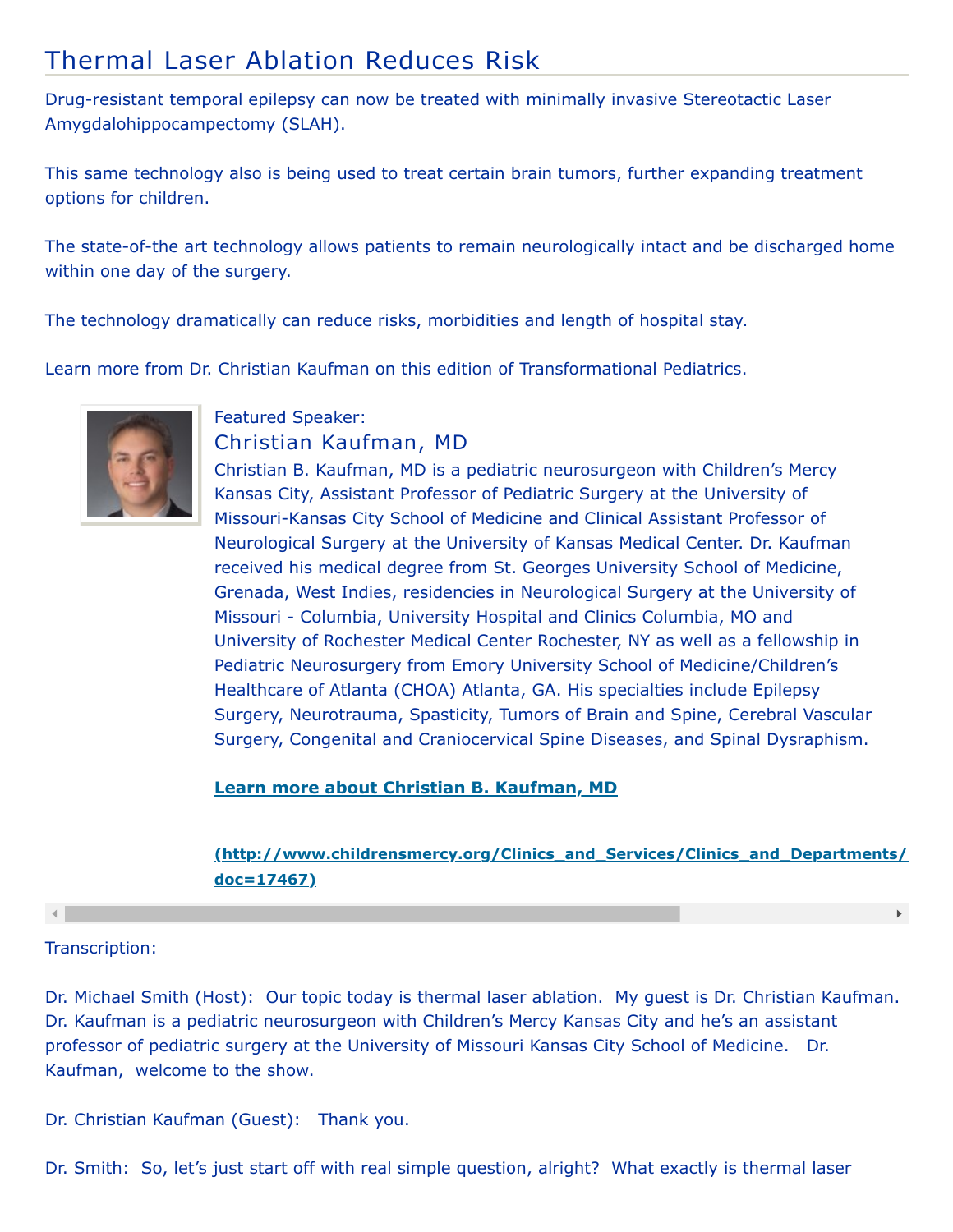# Thermal Laser Ablation Reduces Risk

Drug-resistant temporal epilepsy can now be treated with minimally invasive Stereotactic Laser Amygdalohippocampectomy (SLAH).

This same technology also is being used to treat certain brain tumors, further expanding treatment options for children.

The state-of-the art technology allows patients to remain neurologically intact and be discharged home within one day of the surgery.

The technology dramatically can reduce risks, morbidities and length of hospital stay.

Learn more from Dr. Christian Kaufman on this edition of Transformational Pediatrics.

Featured Speaker:

## Christian Kaufman, MD

Christian B. Kaufman, MD is a pediatric neurosurgeon with Children's Mercy Kansas City, Assistant Professor of Pediatric Surgery at the University of Missouri-Kansas City School of Medicine and Clinical Assistant Professor of Neurological Surgery at the University of Kansas Medical Center. Dr. Kaufman received his medical degree from St. Georges University School of Medicine, Grenada, West Indies, residencies in Neurological Surgery at the University of Missouri - Columbia, University Hospital and Clinics Columbia, MO and University of Rochester Medical Center Rochester, NY as well as a fellowship in Pediatric Neurosurgery from Emory University School of Medicine/Children's Healthcare of Atlanta (CHOA) Atlanta, GA. His specialties include Epilepsy Surgery, Neurotrauma, Spasticity, Tumors of Brain and Spine, Cerebral Vascular Surgery, Congenital and Craniocervical Spine Diseases, and Spinal Dysraphism.

**Learn more about Christian B. Kaufman, MD**

**(http://www.childrensmercy.org/Clinics_and_Services/Clinics_and_Departments/ doc=17467)**

Transcription:

Dr. Michael Smith (Host): Our topic today is thermal laser ablation. My guest is Dr. Christian Kaufman. Dr. Kaufman is a pediatric neurosurgeon with Children's Mercy Kansas City and he's an assistant professor of pediatric surgery at the University of Missouri Kansas City School of Medicine. Dr. Kaufman, welcome to the show.

Dr. Christian Kaufman (Guest): Thank you.

Dr. Smith: So, let's just start off with real simple question, alright? What exactly is thermal laser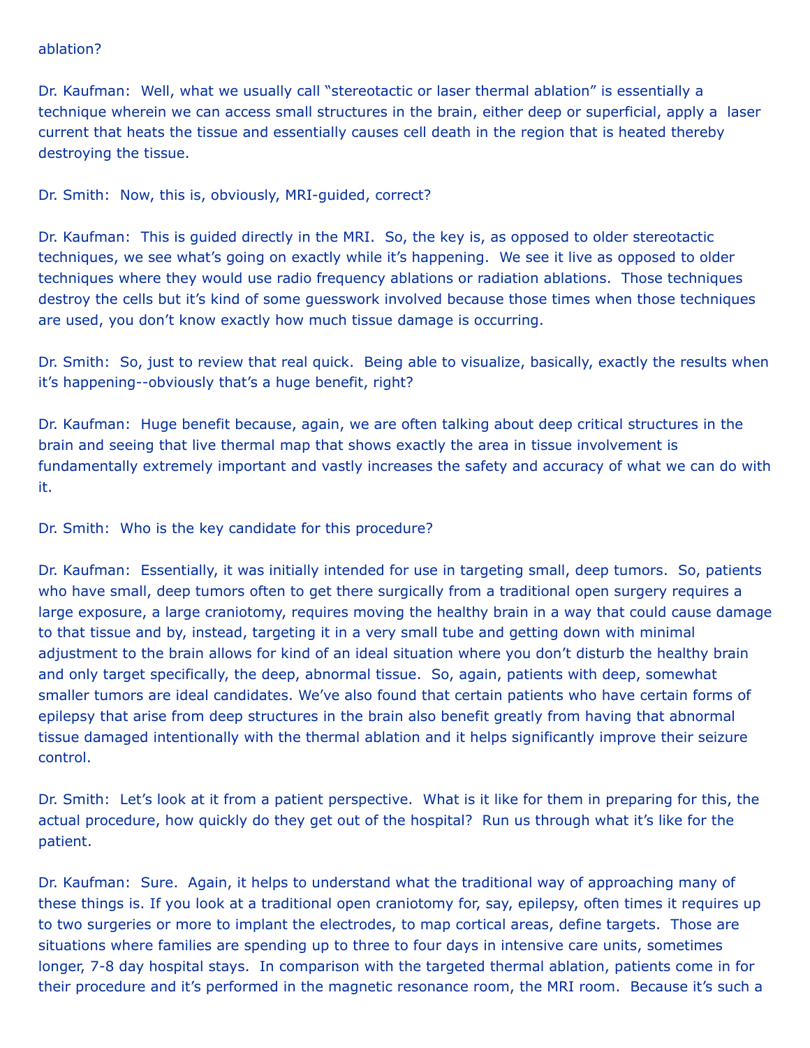ablation?

Dr. Kaufman: Well, what we usually call "stereotactic or laser thermal ablation" is essentially a technique wherein we can access small structures in the brain, either deep or superficial, apply a laser current that heats the tissue and essentially causes cell death in the region that is heated thereby destroying the tissue.

Dr. Smith: Now, this is, obviously, MRI-guided, correct?

Dr. Kaufman: This is guided directly in the MRI. So, the key is, as opposed to older stereotactic techniques, we see what's going on exactly while it's happening. We see it live as opposed to older techniques where they would use radio frequency ablations or radiation ablations. Those techniques destroy the cells but it's kind of some guesswork involved because those times when those techniques are used, you don't know exactly how much tissue damage is occurring.

Dr. Smith: So, just to review that real quick. Being able to visualize, basically, exactly the results when it's happening--obviously that's a huge benefit, right?

Dr. Kaufman: Huge benefit because, again, we are often talking about deep critical structures in the brain and seeing that live thermal map that shows exactly the area in tissue involvement is fundamentally extremely important and vastly increases the safety and accuracy of what we can do with it.

Dr. Smith: Who is the key candidate for this procedure?

Dr. Kaufman: Essentially, it was initially intended for use in targeting small, deep tumors. So, patients who have small, deep tumors often to get there surgically from a traditional open surgery requires a large exposure, a large craniotomy, requires moving the healthy brain in a way that could cause damage to that tissue and by, instead, targeting it in a very small tube and getting down with minimal adjustment to the brain allows for kind of an ideal situation where you don't disturb the healthy brain and only target specifically, the deep, abnormal tissue. So, again, patients with deep, somewhat smaller tumors are ideal candidates. We've also found that certain patients who have certain forms of epilepsy that arise from deep structures in the brain also benefit greatly from having that abnormal tissue damaged intentionally with the thermal ablation and it helps significantly improve their seizure control.

Dr. Smith: Let's look at it from a patient perspective. What is it like for them in preparing for this, the actual procedure, how quickly do they get out of the hospital? Run us through what it's like for the patient.

Dr. Kaufman: Sure. Again, it helps to understand what the traditional way of approaching many of these things is. If you look at a traditional open craniotomy for, say, epilepsy, often times it requires up to two surgeries or more to implant the electrodes, to map cortical areas, define targets. Those are situations where families are spending up to three to four days in intensive care units, sometimes longer, 7-8 day hospital stays. In comparison with the targeted thermal ablation, patients come in for their procedure and it's performed in the magnetic resonance room, the MRI room. Because it's such a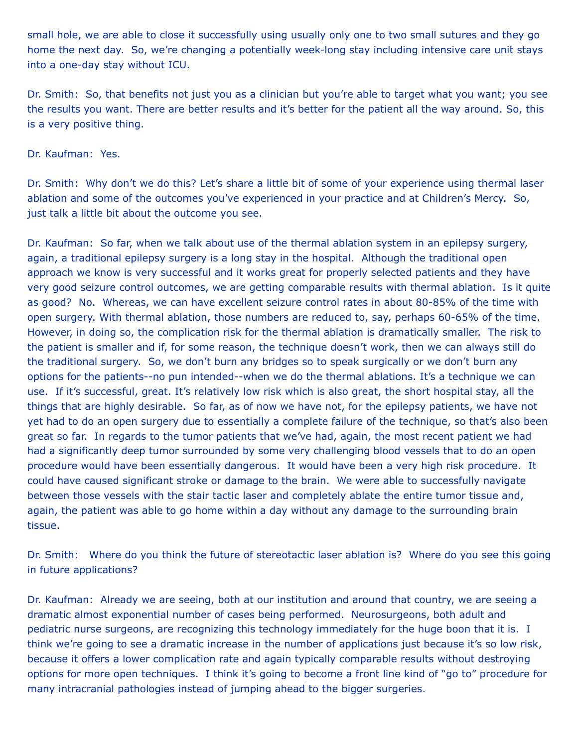small hole, we are able to close it successfully using usually only one to two small sutures and they go home the next day. So, we're changing a potentially week-long stay including intensive care unit stays into a one-day stay without ICU.

Dr. Smith: So, that benefits not just you as a clinician but you're able to target what you want; you see the results you want. There are better results and it's better for the patient all the way around. So, this is a very positive thing.

Dr. Kaufman: Yes.

Dr. Smith: Why don't we do this? Let's share a little bit of some of your experience using thermal laser ablation and some of the outcomes you've experienced in your practice and at Children's Mercy. So, just talk a little bit about the outcome you see.

Dr. Kaufman: So far, when we talk about use of the thermal ablation system in an epilepsy surgery, again, a traditional epilepsy surgery is a long stay in the hospital. Although the traditional open approach we know is very successful and it works great for properly selected patients and they have very good seizure control outcomes, we are getting comparable results with thermal ablation. Is it quite as good? No. Whereas, we can have excellent seizure control rates in about 80-85% of the time with open surgery. With thermal ablation, those numbers are reduced to, say, perhaps 60-65% of the time. However, in doing so, the complication risk for the thermal ablation is dramatically smaller. The risk to the patient is smaller and if, for some reason, the technique doesn't work, then we can always still do the traditional surgery. So, we don't burn any bridges so to speak surgically or we don't burn any options for the patients--no pun intended--when we do the thermal ablations. It's a technique we can use. If it's successful, great. It's relatively low risk which is also great, the short hospital stay, all the things that are highly desirable. So far, as of now we have not, for the epilepsy patients, we have not yet had to do an open surgery due to essentially a complete failure of the technique, so that's also been great so far. In regards to the tumor patients that we've had, again, the most recent patient we had had a significantly deep tumor surrounded by some very challenging blood vessels that to do an open procedure would have been essentially dangerous. It would have been a very high risk procedure. It could have caused significant stroke or damage to the brain. We were able to successfully navigate between those vessels with the stair tactic laser and completely ablate the entire tumor tissue and, again, the patient was able to go home within a day without any damage to the surrounding brain tissue.

Dr. Smith: Where do you think the future of stereotactic laser ablation is? Where do you see this going in future applications?

Dr. Kaufman: Already we are seeing, both at our institution and around that country, we are seeing a dramatic almost exponential number of cases being performed. Neurosurgeons, both adult and pediatric nurse surgeons, are recognizing this technology immediately for the huge boon that it is. I think we're going to see a dramatic increase in the number of applications just because it's so low risk, because it offers a lower complication rate and again typically comparable results without destroying options for more open techniques. I think it's going to become a front line kind of "go to" procedure for many intracranial pathologies instead of jumping ahead to the bigger surgeries.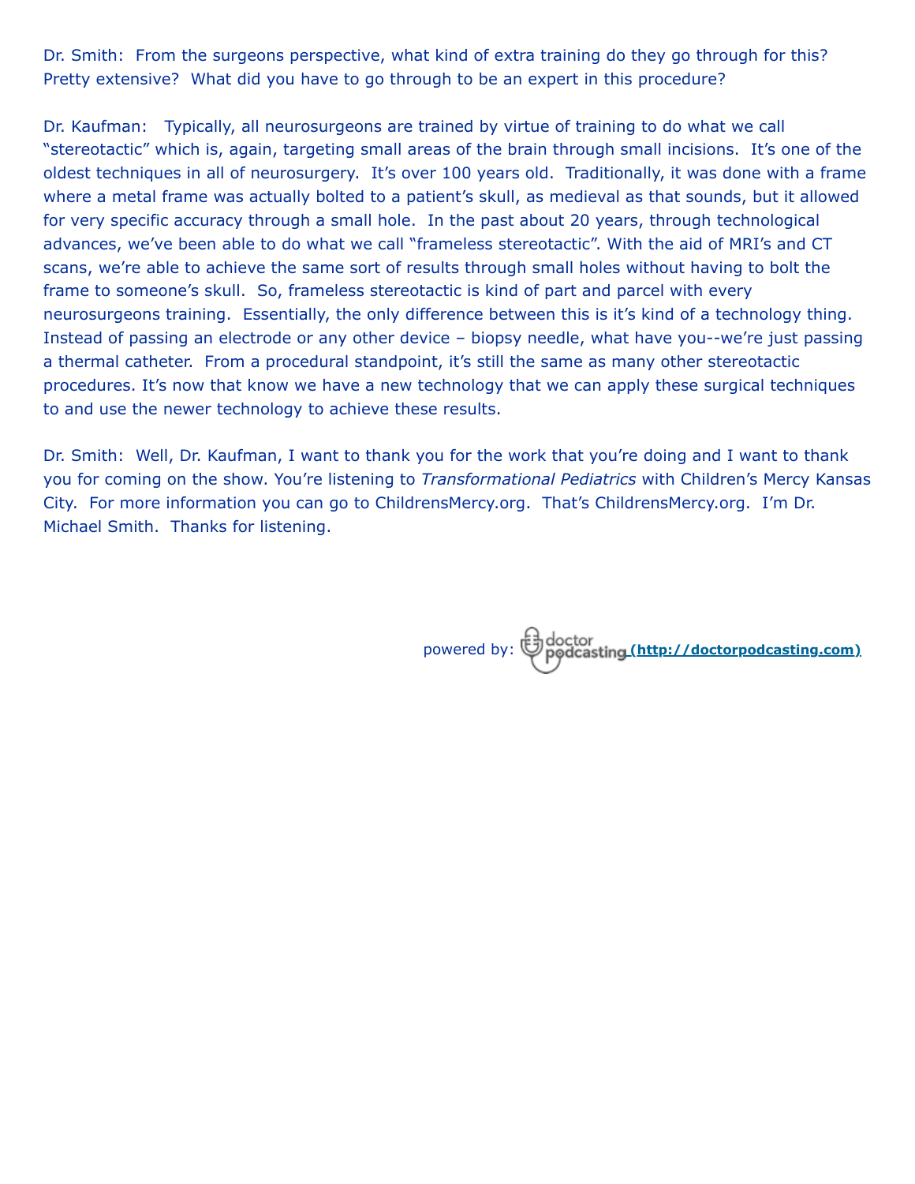Dr. Smith: From the surgeons perspective, what kind of extra training do they go through for this? Pretty extensive? What did you have to go through to be an expert in this procedure?

Dr. Kaufman: Typically, all neurosurgeons are trained by virtue of training to do what we call "stereotactic" which is, again, targeting small areas of the brain through small incisions. It's one of the oldest techniques in all of neurosurgery. It's over 100 years old. Traditionally, it was done with a frame where a metal frame was actually bolted to a patient's skull, as medieval as that sounds, but it allowed for very specific accuracy through a small hole. In the past about 20 years, through technological advances, we've been able to do what we call "frameless stereotactic". With the aid of MRI's and CT scans, we're able to achieve the same sort of results through small holes without having to bolt the frame to someone's skull. So, frameless stereotactic is kind of part and parcel with every neurosurgeons training. Essentially, the only difference between this is it's kind of a technology thing. Instead of passing an electrode or any other device – biopsy needle, what have you--we're just passing a thermal catheter. From a procedural standpoint, it's still the same as many other stereotactic procedures. It's now that know we have a new technology that we can apply these surgical techniques to and use the newer technology to achieve these results.

Dr. Smith: Well, Dr. Kaufman, I want to thank you for the work that you're doing and I want to thank you for coming on the show. You're listening to *Transformational Pediatrics* with Children's Mercy Kansas City. For more information you can go to ChildrensMercy.org. That's ChildrensMercy.org. I'm Dr. Michael Smith. Thanks for listening.

powered by: doctor podcasting [(http://doctorpodcasting.com)](http://doctorpodcasting.com)